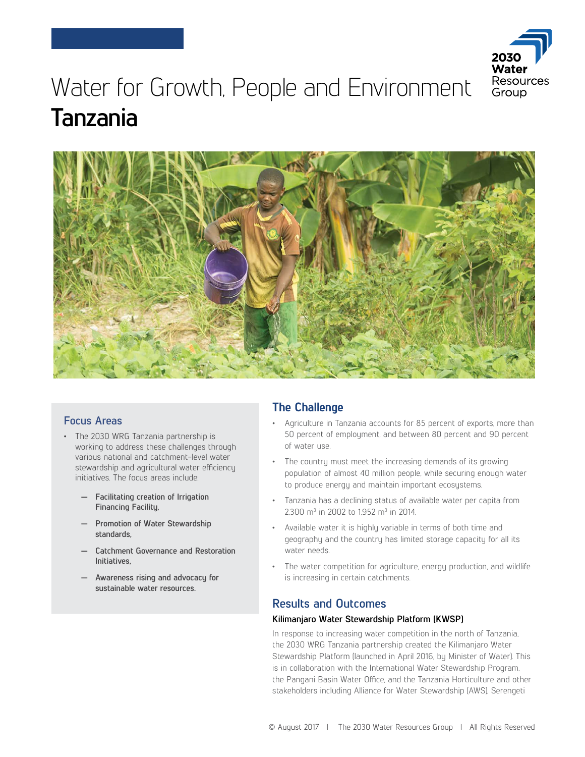# Water for Growth, People and Environment
# **Tanzania**

2030 Water Resources Group

## Focus Areas

- The 2030 WRG Tanzania partnership is working to address these challenges through various national and catchment-level water stewardship and agricultural water efficiency initiatives. The focus areas include:
  - **Facilitating creation of Irrigation Financing Facility,**
  - **Promotion of Water Stewardship standards,**
  - **Catchment Governance and Restoration Initiatives,**
  - **Awareness rising and advocacy for sustainable water resources.**

## The Challenge

- Agriculture in Tanzania accounts for 85 percent of exports, more than 50 percent of employment, and between 80 percent and 90 percent of water use.
- The country must meet the increasing demands of its growing population of almost 40 million people, while securing enough water to produce energy and maintain important ecosystems.
- Tanzania has a declining status of available water per capita from 2,300 m$^3$ in 2002 to 1,952 m$^3$ in 2014,
- Available water it is highly variable in terms of both time and geography and the country has limited storage capacity for all its water needs.
- The water competition for agriculture, energy production, and wildlife is increasing in certain catchments.

## Results and Outcomes

### Kilimanjaro Water Stewardship Platform (KWSP)

In response to increasing water competition in the north of Tanzania, the 2030 WRG Tanzania partnership created the Kilimanjaro Water Stewardship Platform (launched in April 2016, by Minister of Water). This is in collaboration with the International Water Stewardship Program, the Pangani Basin Water Office, and the Tanzania Horticulture and other stakeholders including Alliance for Water Stewardship (AWS), Serengeti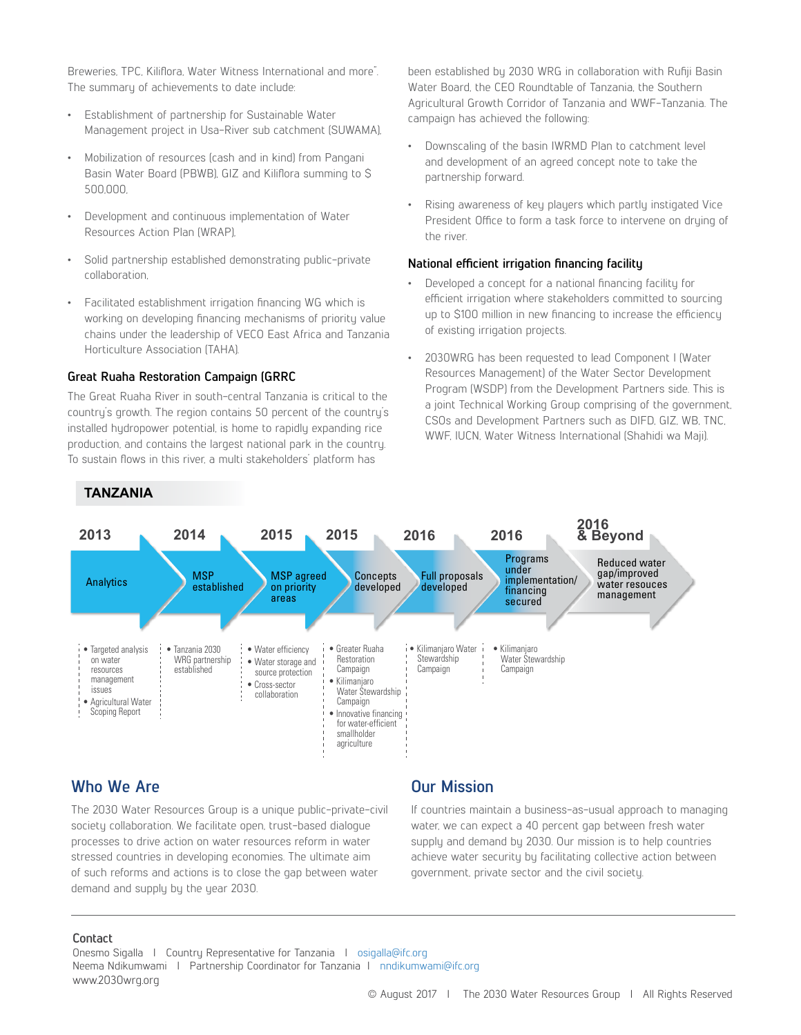Breweries, TPC, Kiliflora, Water Witness International and more". The summary of achievements to date include:

- Establishment of partnership for Sustainable Water Management project in Usa-River sub catchment (SUWAMA),
- Mobilization of resources (cash and in kind) from Pangani Basin Water Board (PBWB), GIZ and Kiliflora summing to $ 500,000,
- Development and continuous implementation of Water Resources Action Plan (WRAP),
- Solid partnership established demonstrating public-private collaboration,
- Facilitated establishment irrigation financing WG which is working on developing financing mechanisms of priority value chains under the leadership of VECO East Africa and Tanzania Horticulture Association (TAHA).

### Great Ruaha Restoration Campaign (GRRC

The Great Ruaha River in south-central Tanzania is critical to the country's growth. The region contains 50 percent of the country's installed hydropower potential, is home to rapidly expanding rice production, and contains the largest national park in the country. To sustain flows in this river, a multi stakeholders' platform has been established by 2030 WRG in collaboration with Rufiji Basin Water Board, the CEO Roundtable of Tanzania, the Southern Agricultural Growth Corridor of Tanzania and WWF-Tanzania. The campaign has achieved the following:

- Downscaling of the basin IWRMD Plan to catchment level and development of an agreed concept note to take the partnership forward.
- Rising awareness of key players which partly instigated Vice President Office to form a task force to intervene on drying of the river.

### National efficient irrigation financing facility

- Developed a concept for a national financing facility for efficient irrigation where stakeholders committed to sourcing up to $100 million in new financing to increase the efficiency of existing irrigation projects.
- 2030WRG has been requested to lead Component I (Water Resources Management) of the Water Sector Development Program (WSDP) from the Development Partners side. This is a joint Technical Working Group comprising of the government, CSOs and Development Partners such as DIFD, GIZ, WB, TNC, WWF, IUCN, Water Witness International (Shahidi wa Maji).

**TANZANIA**

2013 — Analytics
- Targeted analysis on water resources management issues
- Agricultural Water Scoping Report

2014 — MSP established
- Tanzania 2030 WRG partnership established

2015 — MSP agreed on priority areas
- Water efficiency
- Water storage and source protection
- Cross-sector collaboration

2015 — Concepts developed
- Greater Ruaha Restoration Campaign
- Kilimanjaro Water Stewardship Campaign
- Innovative financing for water-efficient smallholder agriculture

2016 — Full proposals developed
- Kilimanjaro Water Stewardship Campaign

2016 — Programs under implementation/ financing secured
- Kilimanjaro Water Stewardship Campaign

2016 & Beyond — Reduced water gap/improved water resouces management

## Who We Are

The 2030 Water Resources Group is a unique public-private-civil society collaboration. We facilitate open, trust-based dialogue processes to drive action on water resources reform in water stressed countries in developing economies. The ultimate aim of such reforms and actions is to close the gap between water demand and supply by the year 2030.

## Our Mission

If countries maintain a business-as-usual approach to managing water, we can expect a 40 percent gap between fresh water supply and demand by 2030. Our mission is to help countries achieve water security by facilitating collective action between government, private sector and the civil society.

**Contact**

Onesmo Sigalla | Country Representative for Tanzania | osigalla@ifc.org
Neema Ndikumwami | Partnership Coordinator for Tanzania | nndikumwami@ifc.org
www.2030wrg.org

© August 2017 | The 2030 Water Resources Group | All Rights Reserved